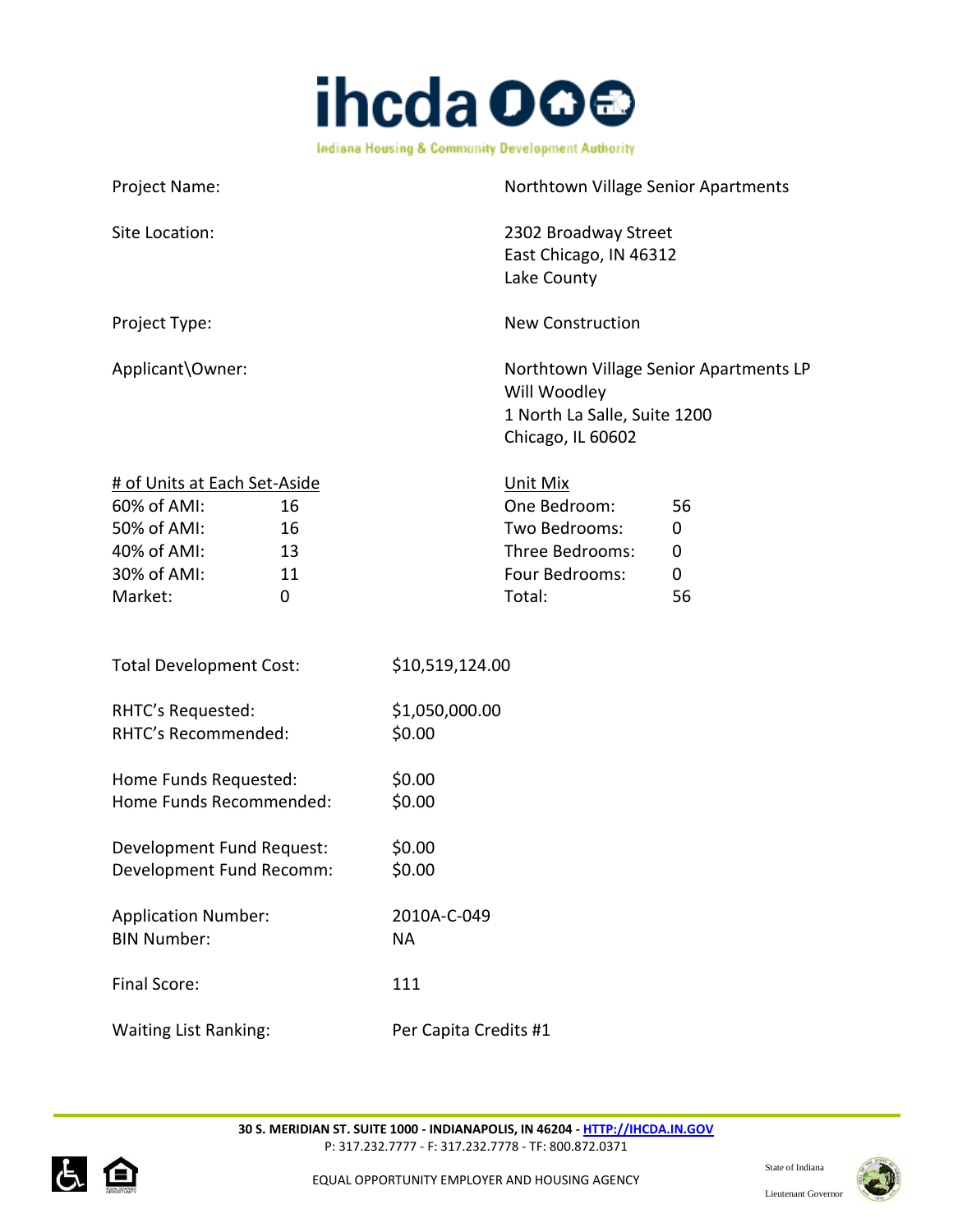ihcda

Indiana Housing & Community Development Authority

| | |
|---|---|
| Project Name: | Northtown Village Senior Apartments |
| Site Location: | 2302 Broadway Street<br>East Chicago, IN 46312<br>Lake County |
| Project Type: | New Construction |
| Applicant\Owner: | Northtown Village Senior Apartments LP<br>Will Woodley<br>1 North La Salle, Suite 1200<br>Chicago, IL 60602 |

| # of Units at Each Set-Aside | | Unit Mix | |
|---|---|---|---|
| 60% of AMI: | 16 | One Bedroom: | 56 |
| 50% of AMI: | 16 | Two Bedrooms: | 0 |
| 40% of AMI: | 13 | Three Bedrooms: | 0 |
| 30% of AMI: | 11 | Four Bedrooms: | 0 |
| Market: | 0 | Total: | 56 |

| | |
|---|---|
| Total Development Cost: | $10,519,124.00 |
| RHTC's Requested: | $1,050,000.00 |
| RHTC's Recommended: | $0.00 |
| Home Funds Requested: | $0.00 |
| Home Funds Recommended: | $0.00 |
| Development Fund Request: | $0.00 |
| Development Fund Recomm: | $0.00 |
| Application Number: | 2010A-C-049 |
| BIN Number: | NA |
| Final Score: | 111 |
| Waiting List Ranking: | Per Capita Credits #1 |

30 S. MERIDIAN ST. SUITE 1000 - INDIANAPOLIS, IN 46204 - HTTP://IHCDA.IN.GOV
P: 317.232.7777 - F: 317.232.7778 - TF: 800.872.0371

EQUAL OPPORTUNITY EMPLOYER AND HOUSING AGENCY

State of Indiana

Lieutenant Governor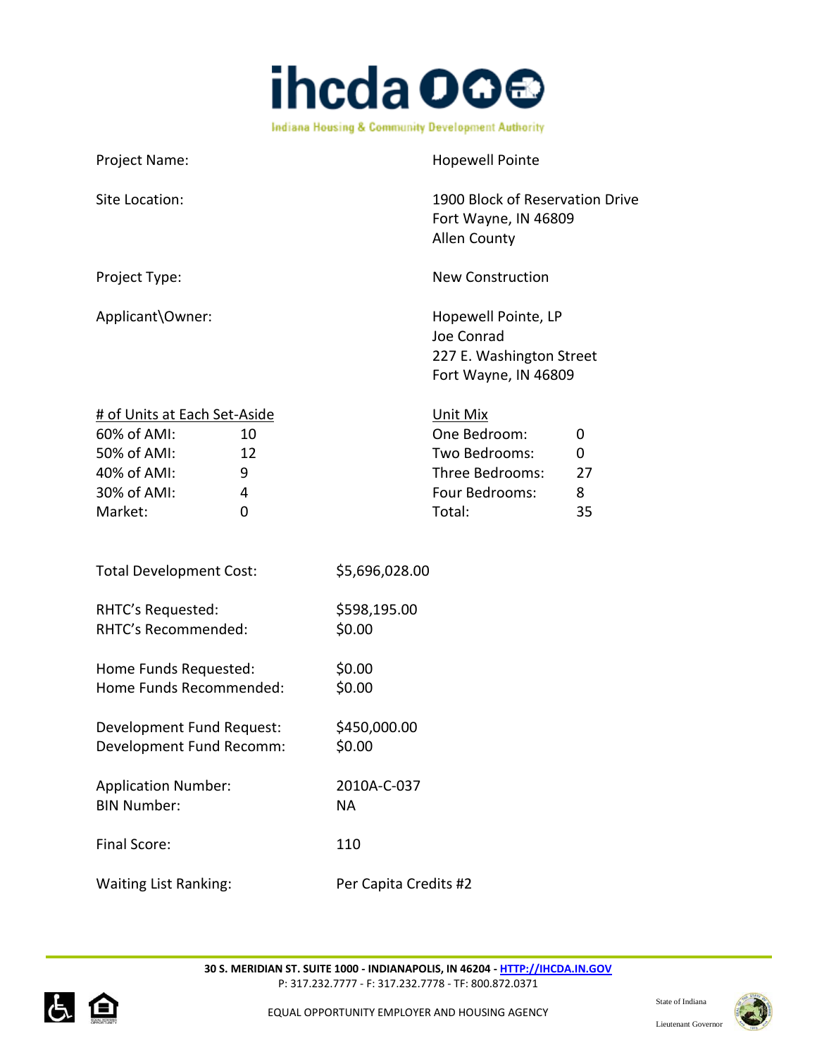Project Name: Hopewell Pointe

Site Location: 1900 Block of Reservation Drive
Fort Wayne, IN 46809
Allen County

Project Type: New Construction

Applicant\Owner: Hopewell Pointe, LP
Joe Conrad
227 E. Washington Street
Fort Wayne, IN 46809

| # of Units at Each Set-Aside | | Unit Mix | |
|---|---|---|---|
| 60% of AMI: | 10 | One Bedroom: | 0 |
| 50% of AMI: | 12 | Two Bedrooms: | 0 |
| 40% of AMI: | 9 | Three Bedrooms: | 27 |
| 30% of AMI: | 4 | Four Bedrooms: | 8 |
| Market: | 0 | Total: | 35 |

Total Development Cost: $5,696,028.00

RHTC's Requested: $598,195.00
RHTC's Recommended: $0.00

Home Funds Requested: $0.00
Home Funds Recommended: $0.00

Development Fund Request: $450,000.00
Development Fund Recomm: $0.00

Application Number: 2010A-C-037
BIN Number: NA

Final Score: 110

Waiting List Ranking: Per Capita Credits #2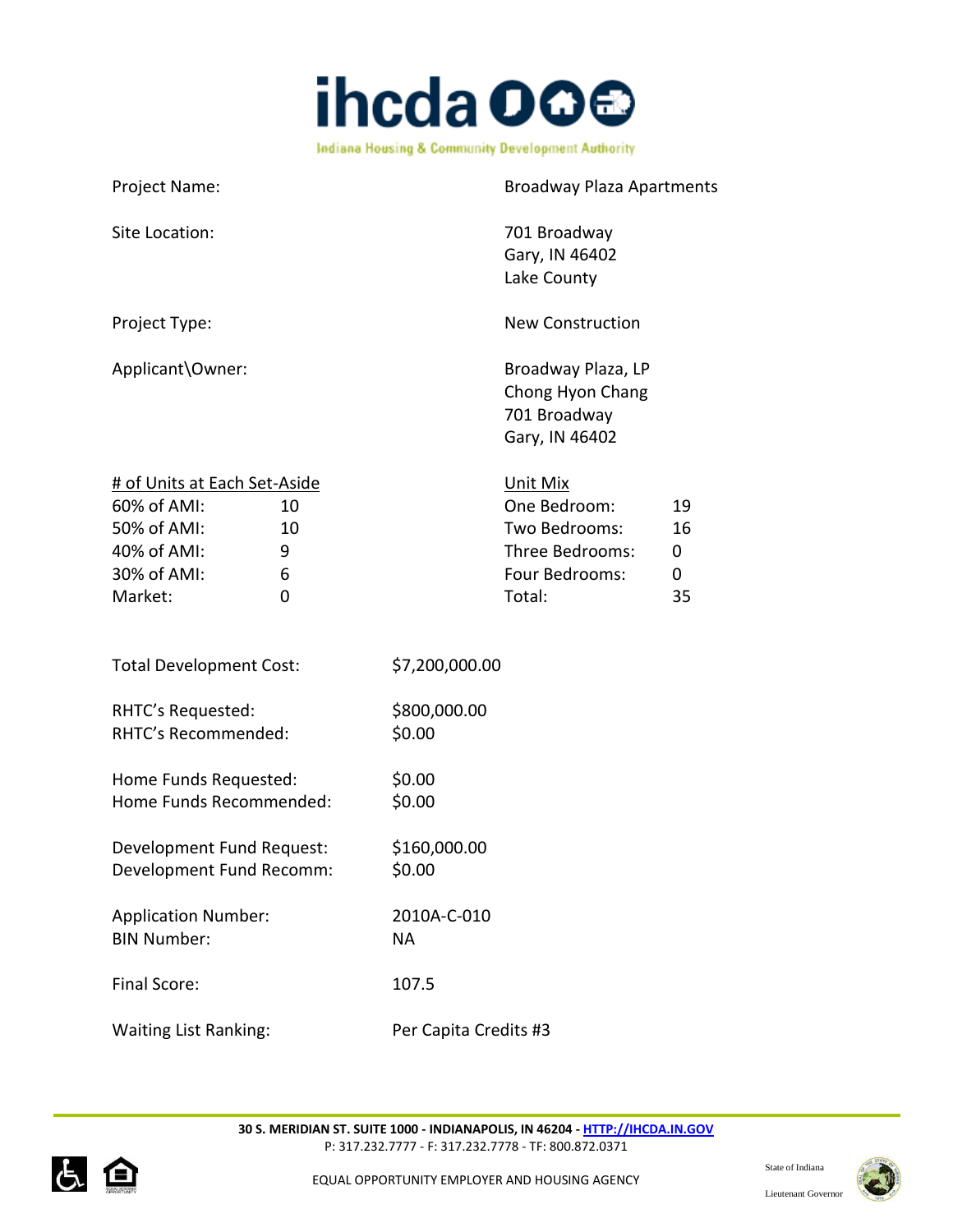| | |
|---|---|
| Project Name: | Broadway Plaza Apartments |
| Site Location: | 701 Broadway<br>Gary, IN 46402<br>Lake County |
| Project Type: | New Construction |
| Applicant\Owner: | Broadway Plaza, LP<br>Chong Hyon Chang<br>701 Broadway<br>Gary, IN 46402 |

| # of Units at Each Set-Aside | | Unit Mix | |
|---|---|---|---|
| 60% of AMI: | 10 | One Bedroom: | 19 |
| 50% of AMI: | 10 | Two Bedrooms: | 16 |
| 40% of AMI: | 9 | Three Bedrooms: | 0 |
| 30% of AMI: | 6 | Four Bedrooms: | 0 |
| Market: | 0 | Total: | 35 |

| | |
|---|---|
| Total Development Cost: | $7,200,000.00 |
| RHTC's Requested: | $800,000.00 |
| RHTC's Recommended: | $0.00 |
| Home Funds Requested: | $0.00 |
| Home Funds Recommended: | $0.00 |
| Development Fund Request: | $160,000.00 |
| Development Fund Recomm: | $0.00 |
| Application Number: | 2010A-C-010 |
| BIN Number: | NA |
| Final Score: | 107.5 |
| Waiting List Ranking: | Per Capita Credits #3 |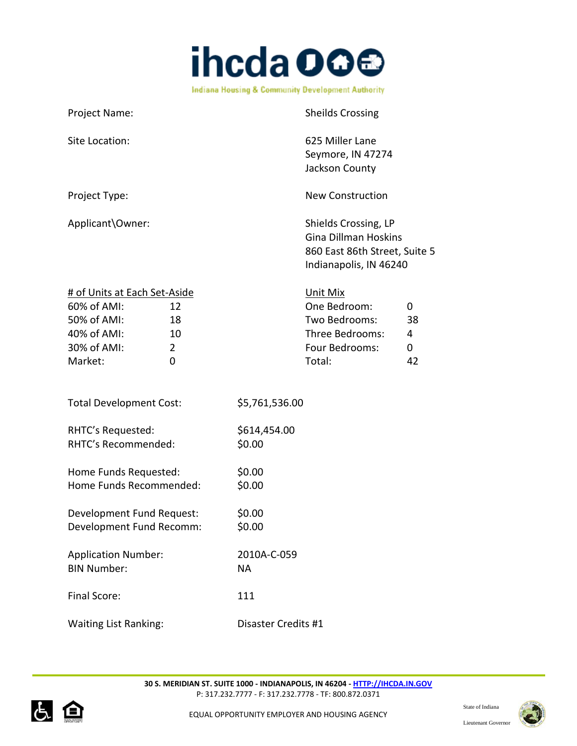ihcda

Indiana Housing & Community Development Authority

| | |
|---|---|
| Project Name: | Sheilds Crossing |
| Site Location: | 625 Miller Lane<br>Seymore, IN 47274<br>Jackson County |
| Project Type: | New Construction |
| Applicant\Owner: | Shields Crossing, LP<br>Gina Dillman Hoskins<br>860 East 86th Street, Suite 5<br>Indianapolis, IN 46240 |

| # of Units at Each Set-Aside | | Unit Mix | |
|---|---|---|---|
| 60% of AMI: | 12 | One Bedroom: | 0 |
| 50% of AMI: | 18 | Two Bedrooms: | 38 |
| 40% of AMI: | 10 | Three Bedrooms: | 4 |
| 30% of AMI: | 2 | Four Bedrooms: | 0 |
| Market: | 0 | Total: | 42 |

| | |
|---|---|
| Total Development Cost: | $5,761,536.00 |
| RHTC's Requested: | $614,454.00 |
| RHTC's Recommended: | $0.00 |
| Home Funds Requested: | $0.00 |
| Home Funds Recommended: | $0.00 |
| Development Fund Request: | $0.00 |
| Development Fund Recomm: | $0.00 |
| Application Number: | 2010A-C-059 |
| BIN Number: | NA |
| Final Score: | 111 |
| Waiting List Ranking: | Disaster Credits #1 |

**30 S. MERIDIAN ST. SUITE 1000 - INDIANAPOLIS, IN 46204 - HTTP://IHCDA.IN.GOV**
P: 317.232.7777 - F: 317.232.7778 - TF: 800.872.0371

EQUAL OPPORTUNITY EMPLOYER AND HOUSING AGENCY

State of Indiana
Lieutenant Governor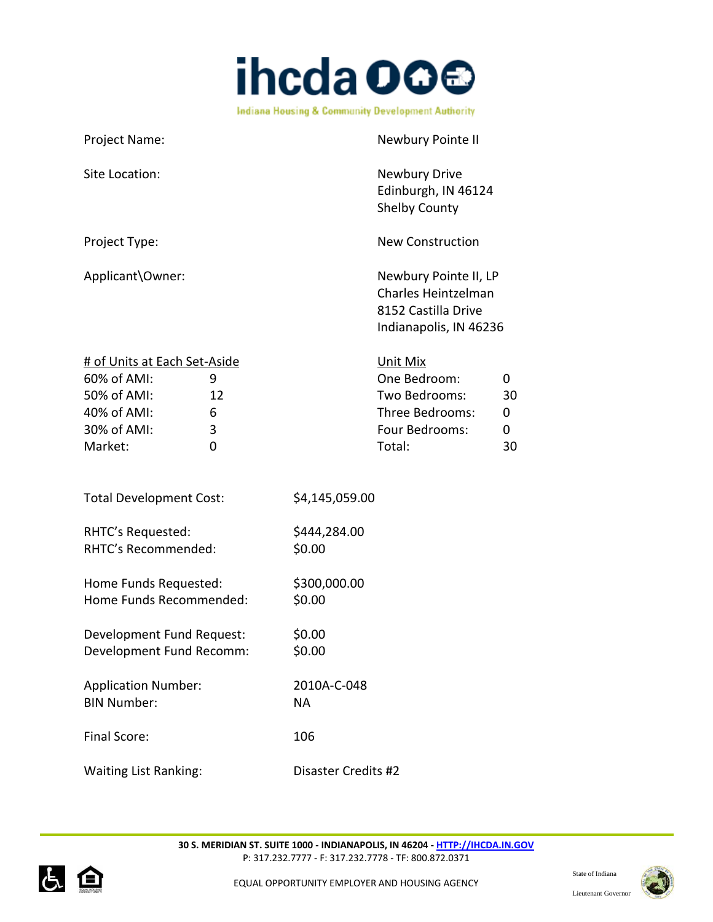Project Name: Newbury Pointe II

Site Location: Newbury Drive
Edinburgh, IN 46124
Shelby County

Project Type: New Construction

Applicant\Owner: Newbury Pointe II, LP
Charles Heintzelman
8152 Castilla Drive
Indianapolis, IN 46236

| # of Units at Each Set-Aside | | Unit Mix | |
|---|---|---|---|
| 60% of AMI: | 9 | One Bedroom: | 0 |
| 50% of AMI: | 12 | Two Bedrooms: | 30 |
| 40% of AMI: | 6 | Three Bedrooms: | 0 |
| 30% of AMI: | 3 | Four Bedrooms: | 0 |
| Market: | 0 | Total: | 30 |

Total Development Cost: $4,145,059.00

RHTC's Requested: $444,284.00
RHTC's Recommended: $0.00

Home Funds Requested: $300,000.00
Home Funds Recommended: $0.00

Development Fund Request: $0.00
Development Fund Recomm: $0.00

Application Number: 2010A-C-048
BIN Number: NA

Final Score: 106

Waiting List Ranking: Disaster Credits #2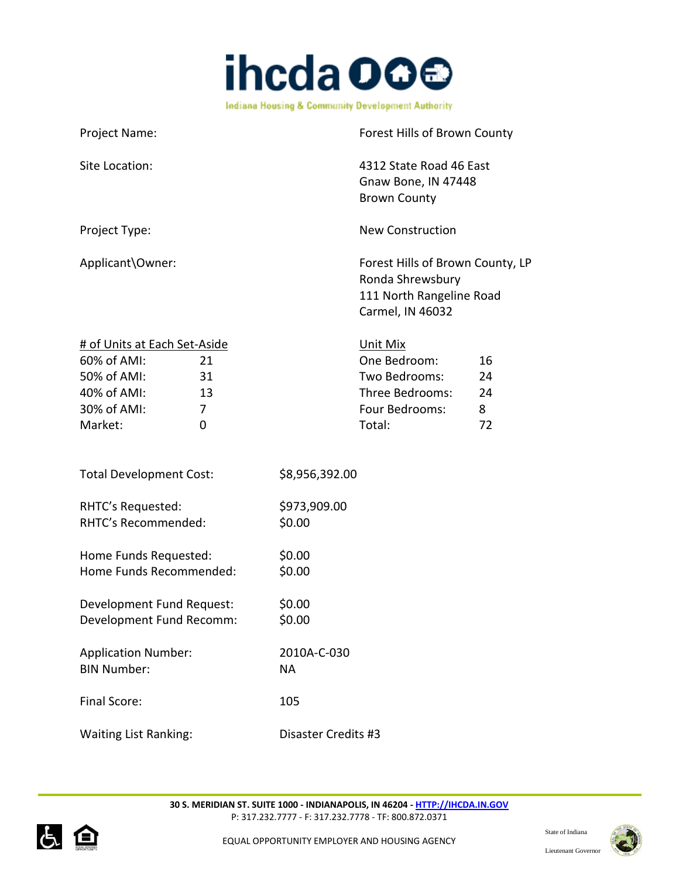| | |
|---|---|
| Project Name: | Forest Hills of Brown County |
| Site Location: | 4312 State Road 46 East<br>Gnaw Bone, IN 47448<br>Brown County |
| Project Type: | New Construction |
| Applicant\Owner: | Forest Hills of Brown County, LP<br>Ronda Shrewsbury<br>111 North Rangeline Road<br>Carmel, IN 46032 |

| # of Units at Each Set-Aside | | Unit Mix | |
|---|---|---|---|
| 60% of AMI: | 21 | One Bedroom: | 16 |
| 50% of AMI: | 31 | Two Bedrooms: | 24 |
| 40% of AMI: | 13 | Three Bedrooms: | 24 |
| 30% of AMI: | 7 | Four Bedrooms: | 8 |
| Market: | 0 | Total: | 72 |

| | |
|---|---|
| Total Development Cost: | $8,956,392.00 |
| RHTC's Requested: | $973,909.00 |
| RHTC's Recommended: | $0.00 |
| Home Funds Requested: | $0.00 |
| Home Funds Recommended: | $0.00 |
| Development Fund Request: | $0.00 |
| Development Fund Recomm: | $0.00 |
| Application Number: | 2010A-C-030 |
| BIN Number: | NA |
| Final Score: | 105 |
| Waiting List Ranking: | Disaster Credits #3 |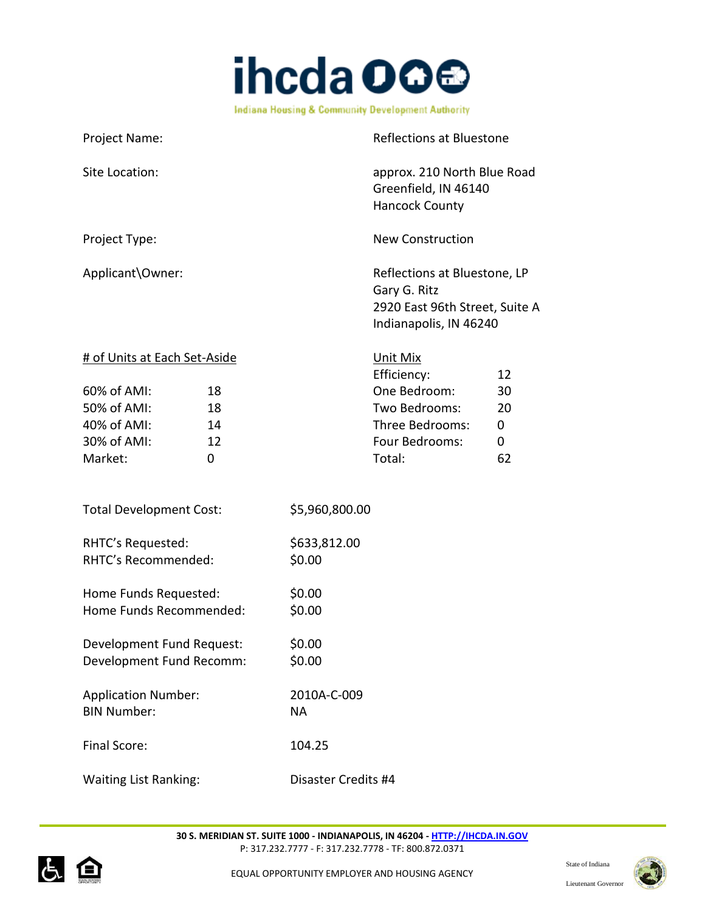Project Name: Reflections at Bluestone

Site Location: approx. 210 North Blue Road
Greenfield, IN 46140
Hancock County

Project Type: New Construction

Applicant\Owner: Reflections at Bluestone, LP
Gary G. Ritz
2920 East 96th Street, Suite A
Indianapolis, IN 46240

| # of Units at Each Set-Aside | | Unit Mix | |
|---|---|---|---|
| | | Efficiency: | 12 |
| 60% of AMI: | 18 | One Bedroom: | 30 |
| 50% of AMI: | 18 | Two Bedrooms: | 20 |
| 40% of AMI: | 14 | Three Bedrooms: | 0 |
| 30% of AMI: | 12 | Four Bedrooms: | 0 |
| Market: | 0 | Total: | 62 |

Total Development Cost: $5,960,800.00

RHTC's Requested: $633,812.00
RHTC's Recommended: $0.00

Home Funds Requested: $0.00
Home Funds Recommended: $0.00

Development Fund Request: $0.00
Development Fund Recomm: $0.00

Application Number: 2010A-C-009
BIN Number: NA

Final Score: 104.25

Waiting List Ranking: Disaster Credits #4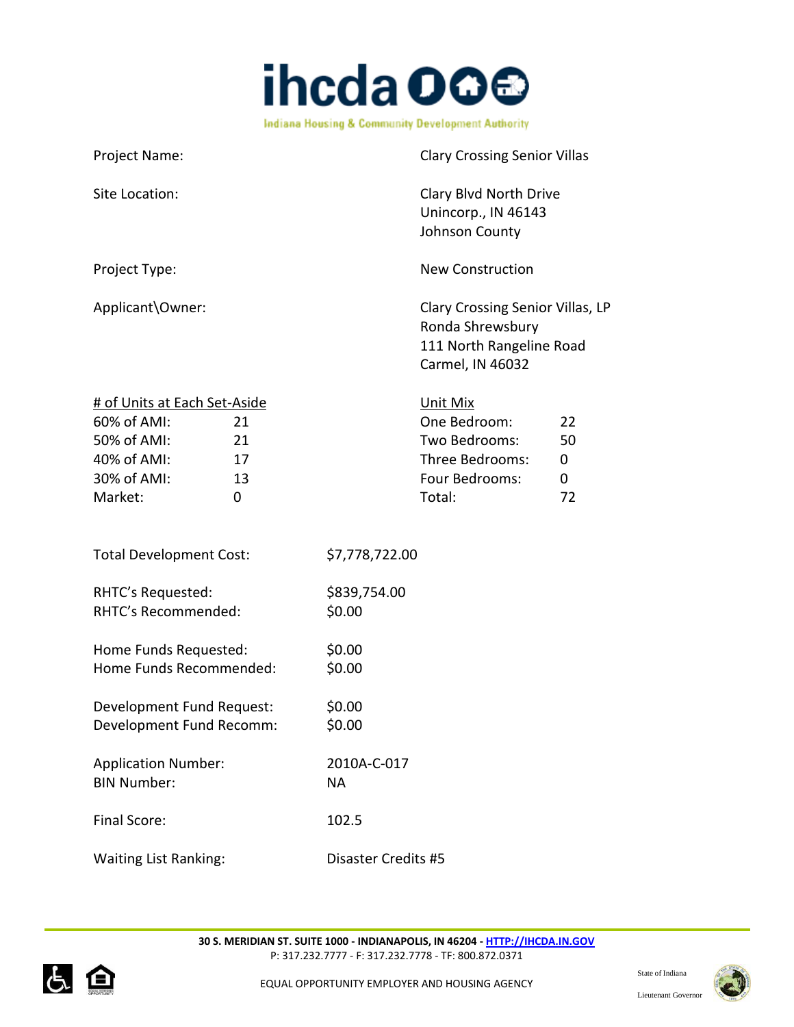**ihcda**

Indiana Housing & Community Development Authority

Project Name: Clary Crossing Senior Villas

Site Location: Clary Blvd North Drive
Unincorp., IN 46143
Johnson County

Project Type: New Construction

Applicant\Owner: Clary Crossing Senior Villas, LP
Ronda Shrewsbury
111 North Rangeline Road
Carmel, IN 46032

| # of Units at Each Set-Aside | | Unit Mix | |
|---|---|---|---|
| 60% of AMI: | 21 | One Bedroom: | 22 |
| 50% of AMI: | 21 | Two Bedrooms: | 50 |
| 40% of AMI: | 17 | Three Bedrooms: | 0 |
| 30% of AMI: | 13 | Four Bedrooms: | 0 |
| Market: | 0 | Total: | 72 |

Total Development Cost: $7,778,722.00

RHTC's Requested: $839,754.00
RHTC's Recommended: $0.00

Home Funds Requested: $0.00
Home Funds Recommended: $0.00

Development Fund Request: $0.00
Development Fund Recomm: $0.00

Application Number: 2010A-C-017
BIN Number: NA

Final Score: 102.5

Waiting List Ranking: Disaster Credits #5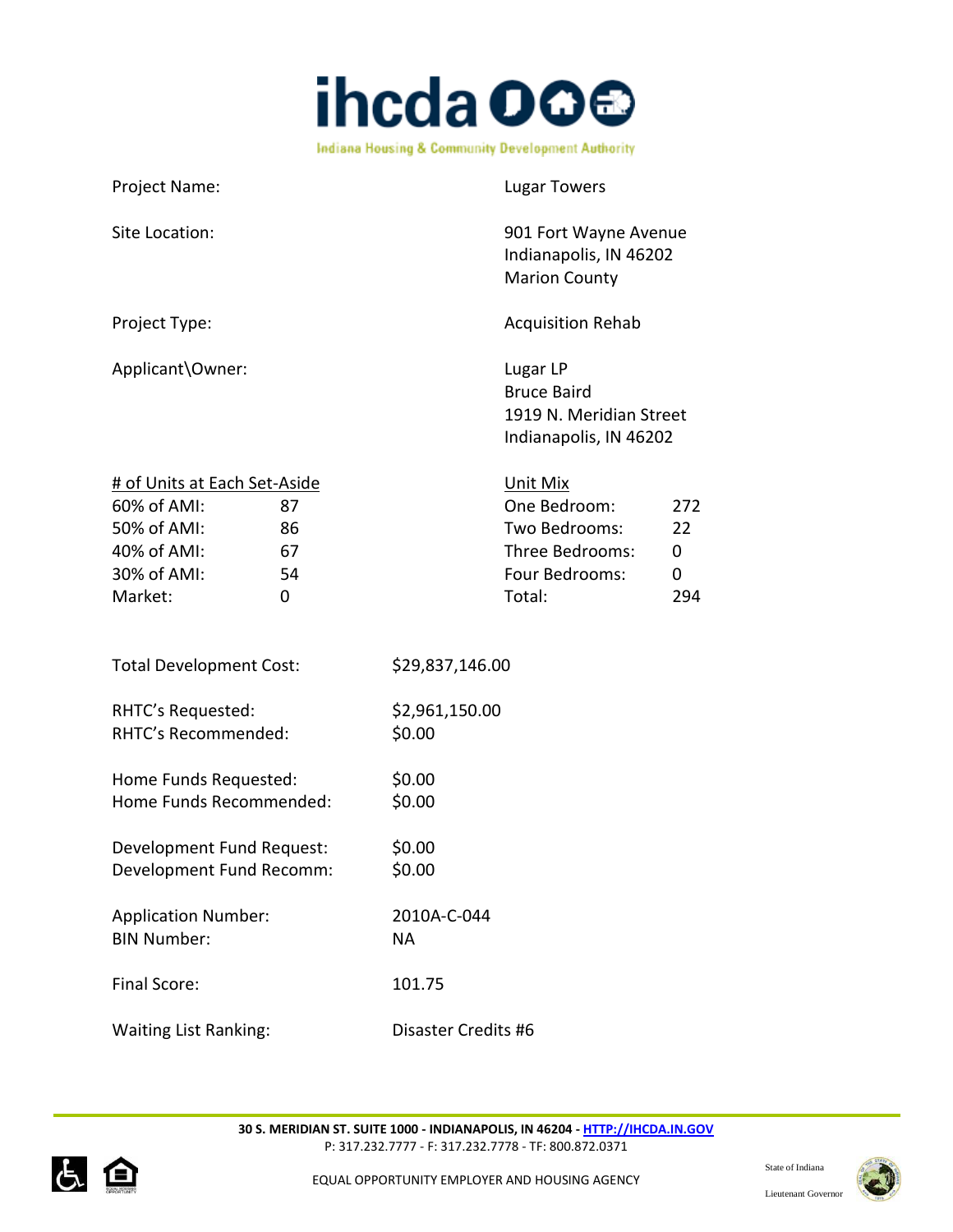Project Name: Lugar Towers

Site Location: 901 Fort Wayne Avenue
Indianapolis, IN 46202
Marion County

Project Type: Acquisition Rehab

Applicant\Owner: Lugar LP
Bruce Baird
1919 N. Meridian Street
Indianapolis, IN 46202

| # of Units at Each Set-Aside | | Unit Mix | |
|---|---|---|---|
| 60% of AMI: | 87 | One Bedroom: | 272 |
| 50% of AMI: | 86 | Two Bedrooms: | 22 |
| 40% of AMI: | 67 | Three Bedrooms: | 0 |
| 30% of AMI: | 54 | Four Bedrooms: | 0 |
| Market: | 0 | Total: | 294 |

| | |
|---|---|
| Total Development Cost: | $29,837,146.00 |
| RHTC's Requested: | $2,961,150.00 |
| RHTC's Recommended: | $0.00 |
| Home Funds Requested: | $0.00 |
| Home Funds Recommended: | $0.00 |
| Development Fund Request: | $0.00 |
| Development Fund Recomm: | $0.00 |
| Application Number: | 2010A-C-044 |
| BIN Number: | NA |
| Final Score: | 101.75 |
| Waiting List Ranking: | Disaster Credits #6 |